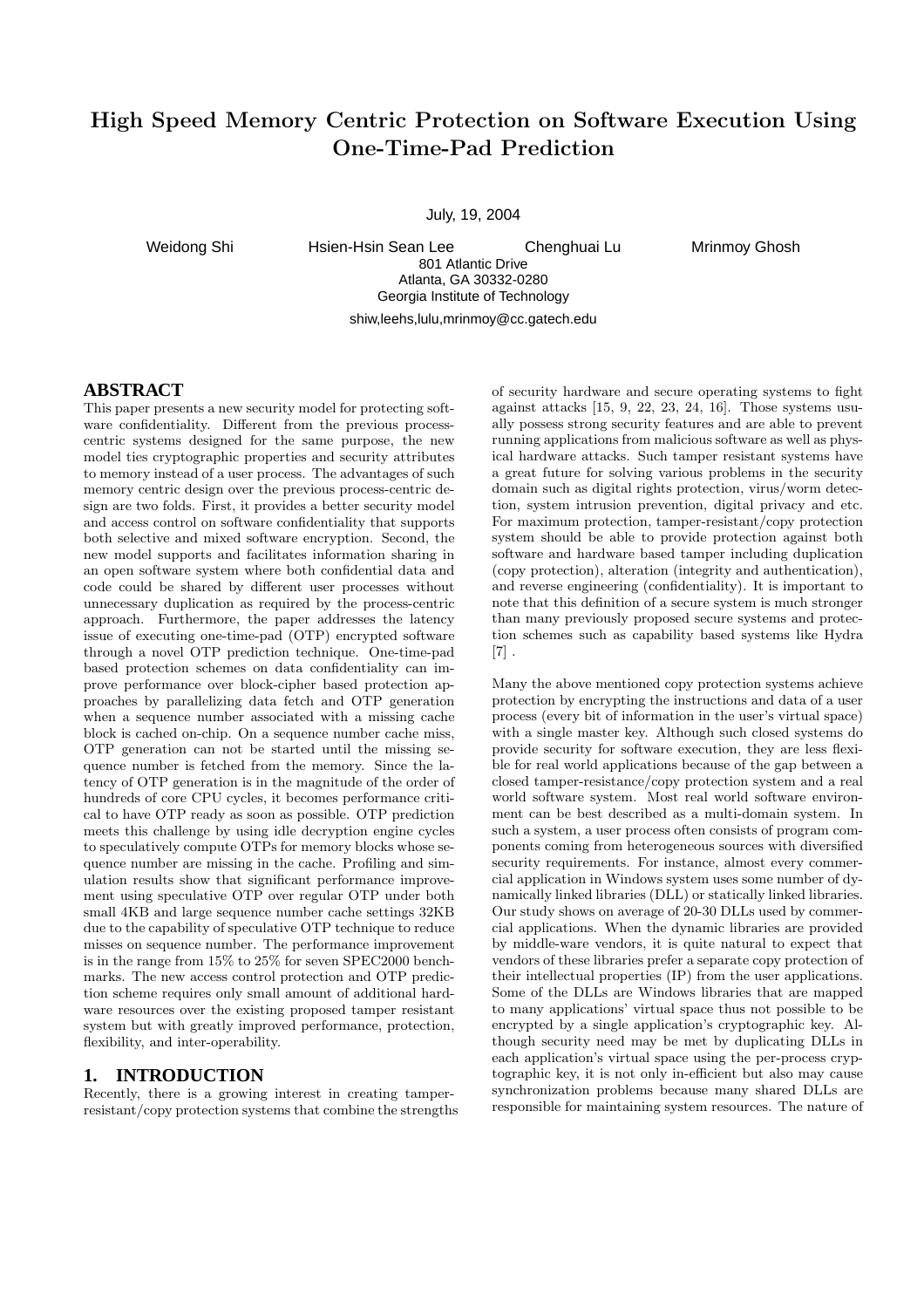# High Speed Memory Centric Protection on Software Execution Using One-Time-Pad Prediction

July, 19, 2004

Weidong Shi Hsien-Hsin Sean Lee Chenghuai Lu Mrinmoy Ghosh

801 Atlantic Drive
Atlanta, GA 30332-0280
Georgia Institute of Technology

shiw,leehs,lulu,mrinmoy@cc.gatech.edu

## ABSTRACT

This paper presents a new security model for protecting software confidentiality. Different from the previous process-centric systems designed for the same purpose, the new model ties cryptographic properties and security attributes to memory instead of a user process. The advantages of such memory centric design over the previous process-centric design are two folds. First, it provides a better security model and access control on software confidentiality that supports both selective and mixed software encryption. Second, the new model supports and facilitates information sharing in an open software system where both confidential data and code could be shared by different user processes without unnecessary duplication as required by the process-centric approach. Furthermore, the paper addresses the latency issue of executing one-time-pad (OTP) encrypted software through a novel OTP prediction technique. One-time-pad based protection schemes on data confidentiality can improve performance over block-cipher based protection approaches by parallelizing data fetch and OTP generation when a sequence number associated with a missing cache block is cached on-chip. On a sequence number cache miss, OTP generation can not be started until the missing sequence number is fetched from the memory. Since the latency of OTP generation is in the magnitude of the order of hundreds of core CPU cycles, it becomes performance critical to have OTP ready as soon as possible. OTP prediction meets this challenge by using idle decryption engine cycles to speculatively compute OTPs for memory blocks whose sequence number are missing in the cache. Profiling and simulation results show that significant performance improvement using speculative OTP over regular OTP under both small 4KB and large sequence number cache settings 32KB due to the capability of speculative OTP technique to reduce misses on sequence number. The performance improvement is in the range from 15% to 25% for seven SPEC2000 benchmarks. The new access control protection and OTP prediction scheme requires only small amount of additional hardware resources over the existing proposed tamper resistant system but with greatly improved performance, protection, flexibility, and inter-operability.

## 1. INTRODUCTION

Recently, there is a growing interest in creating tamper-resistant/copy protection systems that combine the strengths of security hardware and secure operating systems to fight against attacks [15, 9, 22, 23, 24, 16]. Those systems usually possess strong security features and are able to prevent running applications from malicious software as well as physical hardware attacks. Such tamper resistant systems have a great future for solving various problems in the security domain such as digital rights protection, virus/worm detection, system intrusion prevention, digital privacy and etc. For maximum protection, tamper-resistant/copy protection system should be able to provide protection against both software and hardware based tamper including duplication (copy protection), alteration (integrity and authentication), and reverse engineering (confidentiality). It is important to note that this definition of a secure system is much stronger than many previously proposed secure systems and protection schemes such as capability based systems like Hydra [7] .

Many the above mentioned copy protection systems achieve protection by encrypting the instructions and data of a user process (every bit of information in the user's virtual space) with a single master key. Although such closed systems do provide security for software execution, they are less flexible for real world applications because of the gap between a closed tamper-resistance/copy protection system and a real world software system. Most real world software environment can be best described as a multi-domain system. In such a system, a user process often consists of program components coming from heterogeneous sources with diversified security requirements. For instance, almost every commercial application in Windows system uses some number of dynamically linked libraries (DLL) or statically linked libraries. Our study shows on average of 20-30 DLLs used by commercial applications. When the dynamic libraries are provided by middle-ware vendors, it is quite natural to expect that vendors of these libraries prefer a separate copy protection of their intellectual properties (IP) from the user applications. Some of the DLLs are Windows libraries that are mapped to many applications' virtual space thus not possible to be encrypted by a single application's cryptographic key. Although security need may be met by duplicating DLLs in each application's virtual space using the per-process cryptographic key, it is not only in-efficient but also may cause synchronization problems because many shared DLLs are responsible for maintaining system resources. The nature of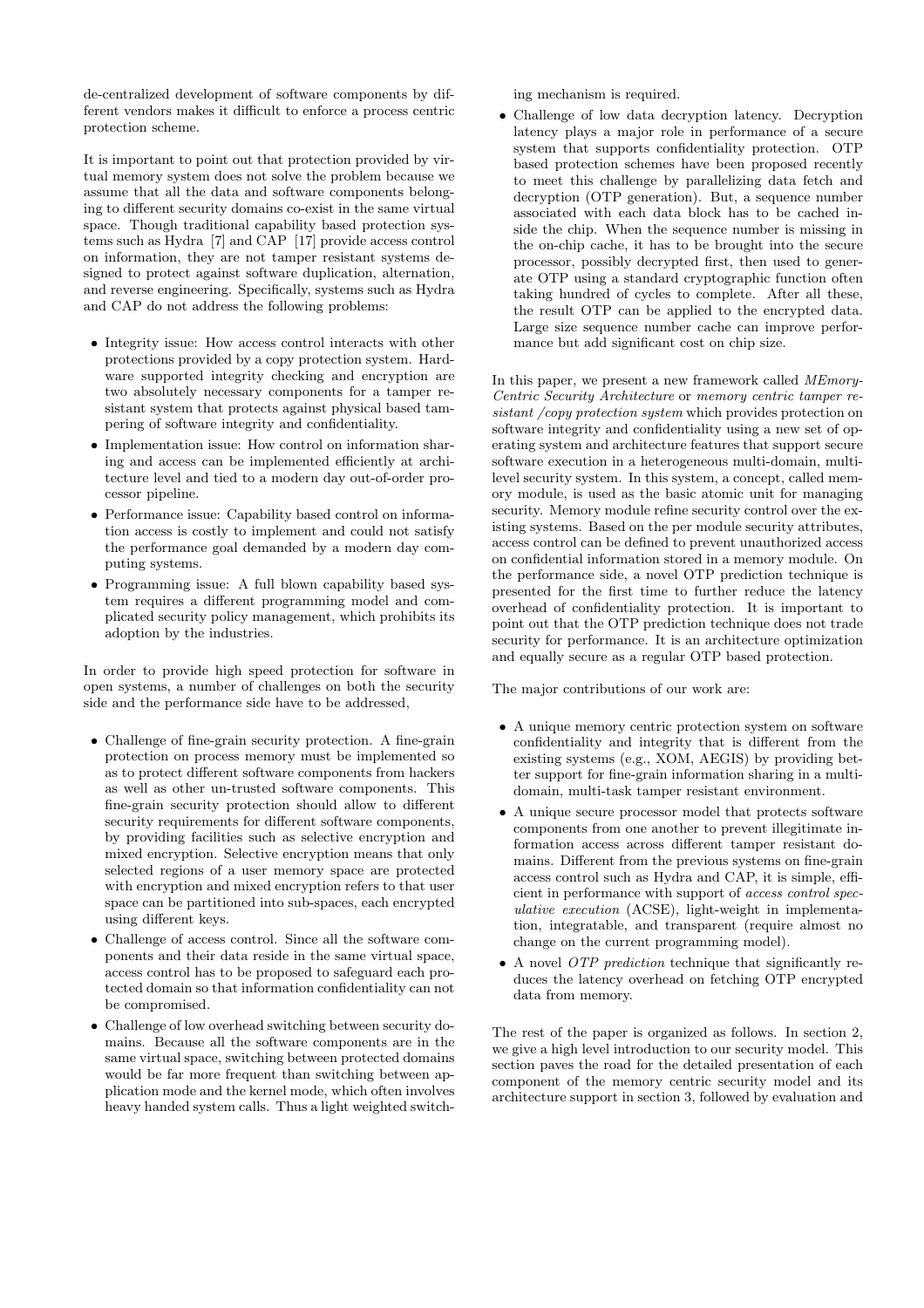de-centralized development of software components by different vendors makes it difficult to enforce a process centric protection scheme.

It is important to point out that protection provided by virtual memory system does not solve the problem because we assume that all the data and software components belonging to different security domains co-exist in the same virtual space. Though traditional capability based protection systems such as Hydra [7] and CAP [17] provide access control on information, they are not tamper resistant systems designed to protect against software duplication, alternation, and reverse engineering. Specifically, systems such as Hydra and CAP do not address the following problems:

- Integrity issue: How access control interacts with other protections provided by a copy protection system. Hardware supported integrity checking and encryption are two absolutely necessary components for a tamper resistant system that protects against physical based tampering of software integrity and confidentiality.
- Implementation issue: How control on information sharing and access can be implemented efficiently at architecture level and tied to a modern day out-of-order processor pipeline.
- Performance issue: Capability based control on information access is costly to implement and could not satisfy the performance goal demanded by a modern day computing systems.
- Programming issue: A full blown capability based system requires a different programming model and complicated security policy management, which prohibits its adoption by the industries.

In order to provide high speed protection for software in open systems, a number of challenges on both the security side and the performance side have to be addressed,

- Challenge of fine-grain security protection. A fine-grain protection on process memory must be implemented so as to protect different software components from hackers as well as other un-trusted software components. This fine-grain security protection should allow to different security requirements for different software components, by providing facilities such as selective encryption and mixed encryption. Selective encryption means that only selected regions of a user memory space are protected with encryption and mixed encryption refers to that user space can be partitioned into sub-spaces, each encrypted using different keys.
- Challenge of access control. Since all the software components and their data reside in the same virtual space, access control has to be proposed to safeguard each protected domain so that information confidentiality can not be compromised.
- Challenge of low overhead switching between security domains. Because all the software components are in the same virtual space, switching between protected domains would be far more frequent than switching between application mode and the kernel mode, which often involves heavy handed system calls. Thus a light weighted switching mechanism is required.
- Challenge of low data decryption latency. Decryption latency plays a major role in performance of a secure system that supports confidentiality protection. OTP based protection schemes have been proposed recently to meet this challenge by parallelizing data fetch and decryption (OTP generation). But, a sequence number associated with each data block has to be cached inside the chip. When the sequence number is missing in the on-chip cache, it has to be brought into the secure processor, possibly decrypted first, then used to generate OTP using a standard cryptographic function often taking hundred of cycles to complete. After all these, the result OTP can be applied to the encrypted data. Large size sequence number cache can improve performance but add significant cost on chip size.

In this paper, we present a new framework called *MEmory-Centric Security Architecture* or *memory centric tamper resistant /copy protection system* which provides protection on software integrity and confidentiality using a new set of operating system and architecture features that support secure software execution in a heterogeneous multi-domain, multi-level security system. In this system, a concept, called memory module, is used as the basic atomic unit for managing security. Memory module refine security control over the existing systems. Based on the per module security attributes, access control can be defined to prevent unauthorized access on confidential information stored in a memory module. On the performance side, a novel OTP prediction technique is presented for the first time to further reduce the latency overhead of confidentiality protection. It is important to point out that the OTP prediction technique does not trade security for performance. It is an architecture optimization and equally secure as a regular OTP based protection.

The major contributions of our work are:

- A unique memory centric protection system on software confidentiality and integrity that is different from the existing systems (e.g., XOM, AEGIS) by providing better support for fine-grain information sharing in a multi-domain, multi-task tamper resistant environment.
- A unique secure processor model that protects software components from one another to prevent illegitimate information access across different tamper resistant domains. Different from the previous systems on fine-grain access control such as Hydra and CAP, it is simple, efficient in performance with support of *access control speculative execution* (ACSE), light-weight in implementation, integratable, and transparent (require almost no change on the current programming model).
- A novel *OTP prediction* technique that significantly reduces the latency overhead on fetching OTP encrypted data from memory.

The rest of the paper is organized as follows. In section 2, we give a high level introduction to our security model. This section paves the road for the detailed presentation of each component of the memory centric security model and its architecture support in section 3, followed by evaluation and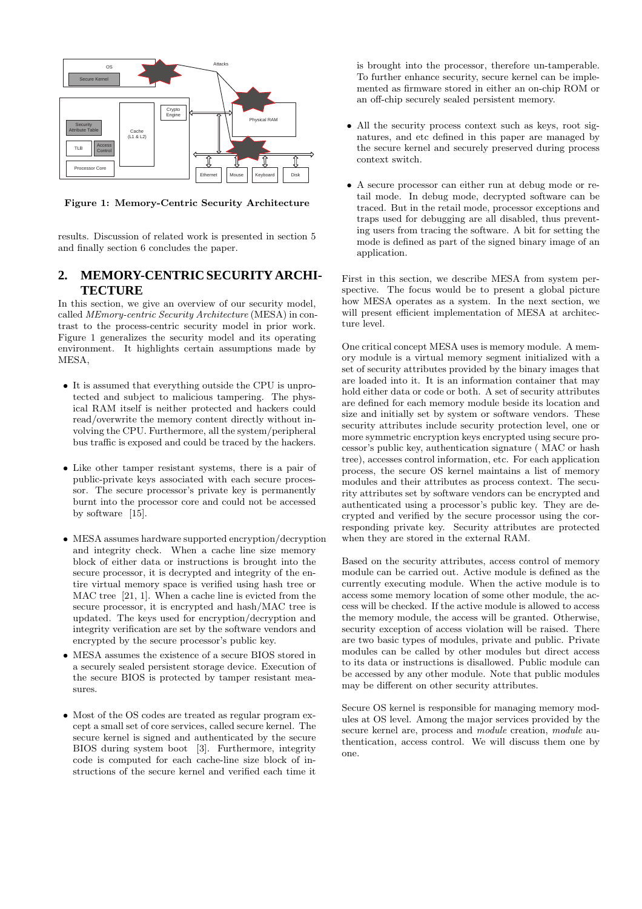Figure 1: Memory-Centric Security Architecture

results. Discussion of related work is presented in section 5 and finally section 6 concludes the paper.

## 2. MEMORY-CENTRIC SECURITY ARCHITECTURE

In this section, we give an overview of our security model, called *MEmory-centric Security Architecture* (MESA) in contrast to the process-centric security model in prior work. Figure 1 generalizes the security model and its operating environment. It highlights certain assumptions made by MESA,

- It is assumed that everything outside the CPU is unprotected and subject to malicious tampering. The physical RAM itself is neither protected and hackers could read/overwrite the memory content directly without involving the CPU. Furthermore, all the system/peripheral bus traffic is exposed and could be traced by the hackers.
- Like other tamper resistant systems, there is a pair of public-private keys associated with each secure processor. The secure processor's private key is permanently burnt into the processor core and could not be accessed by software [15].
- MESA assumes hardware supported encryption/decryption and integrity check. When a cache line size memory block of either data or instructions is brought into the secure processor, it is decrypted and integrity of the entire virtual memory space is verified using hash tree or MAC tree [21, 1]. When a cache line is evicted from the secure processor, it is encrypted and hash/MAC tree is updated. The keys used for encryption/decryption and integrity verification are set by the software vendors and encrypted by the secure processor's public key.
- MESA assumes the existence of a secure BIOS stored in a securely sealed persistent storage device. Execution of the secure BIOS is protected by tamper resistant measures.
- Most of the OS codes are treated as regular program except a small set of core services, called secure kernel. The secure kernel is signed and authenticated by the secure BIOS during system boot [3]. Furthermore, integrity code is computed for each cache-line size block of instructions of the secure kernel and verified each time it is brought into the processor, therefore un-tamperable. To further enhance security, secure kernel can be implemented as firmware stored in either an on-chip ROM or an off-chip securely sealed persistent memory.
- All the secure process context such as keys, root signatures, and etc defined in this paper are managed by the secure kernel and securely preserved during process context switch.
- A secure processor can either run at debug mode or retail mode. In debug mode, decrypted software can be traced. But in the retail mode, processor exceptions and traps used for debugging are all disabled, thus preventing users from tracing the software. A bit for setting the mode is defined as part of the signed binary image of an application.

First in this section, we describe MESA from system perspective. The focus would be to present a global picture how MESA operates as a system. In the next section, we will present efficient implementation of MESA at architecture level.

One critical concept MESA uses is memory module. A memory module is a virtual memory segment initialized with a set of security attributes provided by the binary images that are loaded into it. It is an information container that may hold either data or code or both. A set of security attributes are defined for each memory module beside its location and size and initially set by system or software vendors. These security attributes include security protection level, one or more symmetric encryption keys encrypted using secure processor's public key, authentication signature ( MAC or hash tree), accesses control information, etc. For each application process, the secure OS kernel maintains a list of memory modules and their attributes as process context. The security attributes set by software vendors can be encrypted and authenticated using a processor's public key. They are decrypted and verified by the secure processor using the corresponding private key. Security attributes are protected when they are stored in the external RAM.

Based on the security attributes, access control of memory module can be carried out. Active module is defined as the currently executing module. When the active module is to access some memory location of some other module, the access will be checked. If the active module is allowed to access the memory module, the access will be granted. Otherwise, security exception of access violation will be raised. There are two basic types of modules, private and public. Private modules can be called by other modules but direct access to its data or instructions is disallowed. Public module can be accessed by any other module. Note that public modules may be different on other security attributes.

Secure OS kernel is responsible for managing memory modules at OS level. Among the major services provided by the secure kernel are, process and *module* creation, *module* authentication, access control. We will discuss them one by one.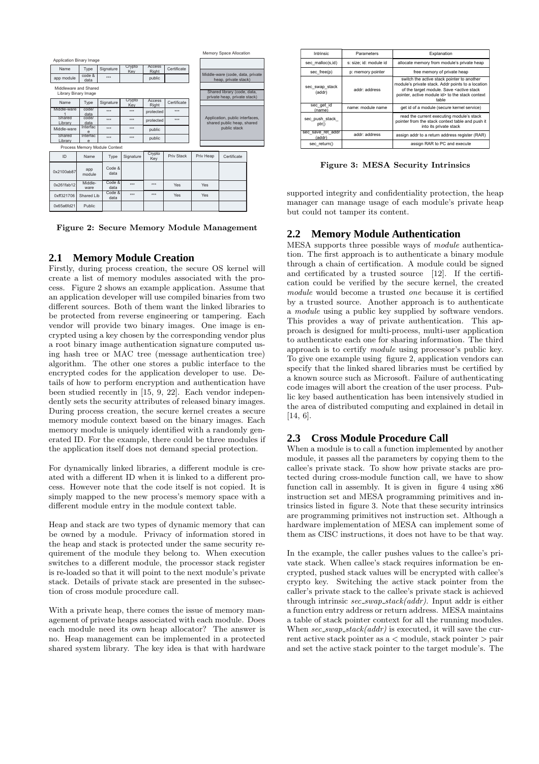**Application Binary Image**

| Name | Type | Signature | Crypto Key | Access Right | Certificate |
|---|---|---|---|---|---|
| app module | code & data | *** | | public | |

**Middleware and Shared Library Binary Image**

| Name | Type | Signature | Crypto Key | Access Right | Certificate |
|---|---|---|---|---|---|
| Middle-ware 1 | code/ data | *** | *** | protected | *** |
| Shared Library | code/ data | *** | *** | protected | *** |
| Middle-ware | Interface | *** | *** | public | |
| Shared Library | Interface | *** | *** | public | |

**Memory Space Allocation**

- Middle-ware (code, data, private heap, private stack)
- Shared library (code, data, private heap, private stack)
- Application, public interfaces, shared public heap, shared public stack

**Process Memory Module Context**

| ID | Name | Type | Signature | Crypto Key | Priv Stack | Priv Heap | Certificate |
|---|---|---|---|---|---|---|---|
| 0x2100ab87 | app module | Code & data | | | | | |
| 0x261fab12 | Middle-ware | Code & data | *** | *** | Yes | Yes | |
| 0xff321706 | Shared Lib | Code & data | *** | *** | Yes | Yes | |
| 0x65a6fd21 | Public | | | | | | |

**Figure 2: Secure Memory Module Management**

## 2.1 Memory Module Creation

Firstly, during process creation, the secure OS kernel will create a list of memory modules associated with the process. Figure 2 shows an example application. Assume that an application developer will use compiled binaries from two different sources. Both of them want the linked libraries to be protected from reverse engineering or tampering. Each vendor will provide two binary images. One image is encrypted using a key chosen by the corresponding vendor plus a root binary image authentication signature computed using hash tree or MAC tree (message authentication tree) algorithm. The other one stores a public interface to the encrypted codes for the application developer to use. Details of how to perform encryption and authentication have been studied recently in [15, 9, 22]. Each vendor independently sets the security attributes of released binary images. During process creation, the secure kernel creates a secure memory module context based on the binary images. Each memory module is uniquely identified with a randomly generated ID. For the example, there could be three modules if the application itself does not demand special protection.

For dynamically linked libraries, a different module is created with a different ID when it is linked to a different process. However note that the code itself is not copied. It is simply mapped to the new process's memory space with a different module entry in the module context table.

Heap and stack are two types of dynamic memory that can be owned by a module. Privacy of information stored in the heap and stack is protected under the same security requirement of the module they belong to. When execution switches to a different module, the processor stack register is re-loaded so that it will point to the next module's private stack. Details of private stack are presented in the subsection of cross module procedure call.

With a private heap, there comes the issue of memory management of private heaps associated with each module. Does each module need its own heap allocator? The answer is no. Heap management can be implemented in a protected shared system library. The key idea is that with hardware supported integrity and confidentiality protection, the heap manager can manage usage of each module's private heap but could not tamper its content.

| Intrinsic | Parameters | Explanation |
|---|---|---|
| sec_malloc(s,id) | s: size; id: module id | allocate memory from module's private heap |
| sec_free(p) | p: memory pointer | free memory of private heap |
| sec_swap_stack (addr) | addr: address | switch the active stack pointer to another module's private stack. Addr points to a location of the target module. Save <active stack pointer, active module id> to the stack context table |
| sec_get_id (name) | name: module name | get id of a module (secure kernel service) |
| sec_push_stack_ ptr() | | read the current executing module's stack pointer from the stack context table and push it into its private stack |
| sec_save_ret_addr (addr) | addr: address | assign addr to a return address register (RAR) |
| sec_return() | | assign RAR to PC and execute |

**Figure 3: MESA Security Intrinsics**

## 2.2 Memory Module Authentication

MESA supports three possible ways of *module* authentication. The first approach is to authenticate a binary module through a chain of certification. A module could be signed and certificated by a trusted source [12]. If the certification could be verified by the secure kernel, the created *module* would become a trusted *one* because it is certified by a trusted source. Another approach is to authenticate a *module* using a public key supplied by software vendors. This provides a way of private authentication. This approach is designed for multi-process, multi-user application to authenticate each one for sharing information. The third approach is to certify *module* using processor's public key. To give one example using figure 2, application vendors can specify that the linked shared libraries must be certified by a known source such as Microsoft. Failure of authenticating code images will abort the creation of the user process. Public key based authentication has been intensively studied in the area of distributed computing and explained in detail in [14, 6].

## 2.3 Cross Module Procedure Call

When a module is to call a function implemented by another module, it passes all the parameters by copying them to the callee's private stack. To show how private stacks are protected during cross-module function call, we have to show function call in assembly. It is given in figure 4 using x86 instruction set and MESA programming primitives and intrinsics listed in figure 3. Note that these security intrinsics are programming primitives not instruction set. Although a hardware implementation of MESA can implement some of them as CISC instructions, it does not have to be that way.

In the example, the caller pushes values to the callee's private stack. When callee's stack requires information be encrypted, pushed stack values will be encrypted with callee's crypto key. Switching the active stack pointer from the caller's private stack to the callee's private stack is achieved through intrinsic *sec_swap_stack(addr)*. Input addr is either a function entry address or return address. MESA maintains a table of stack pointer context for all the running modules. When *sec_swap_stack(addr)* is executed, it will save the current active stack pointer as a < module, stack pointer > pair and set the active stack pointer to the target module's. The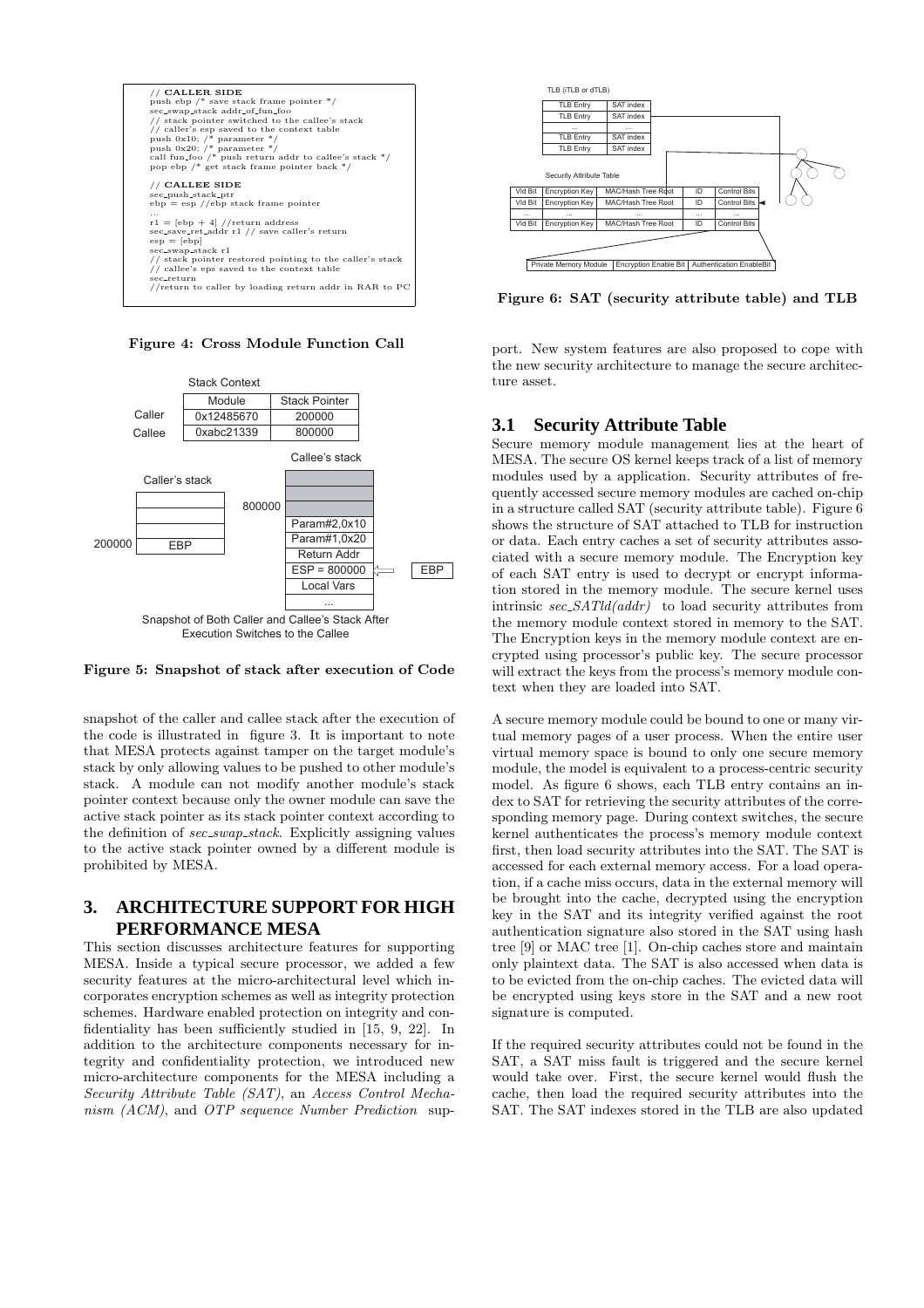```
// CALLER SIDE
push ebp /* save stack frame pointer */
sec_swap_stack addr_of_fun_foo
// stack pointer switched to the callee's stack
// caller's esp saved to the context table
push 0x10; /* parameter */
push 0x20; /* parameter */
call fun_foo /* push return addr to callee's stack */
pop ebp /* get stack frame pointer back */

// CALLEE SIDE
sec_push_stack_ptr
ebp = esp //ebp stack frame pointer
...
r1 = [ebp + 4] //return address
sec_save_ret_addr r1 // save caller's return
esp = [ebp]
sec_swap_stack r1
// stack pointer restored pointing to the caller's stack
// callee's eps saved to the context table
sec_return
//return to caller by loading return addr in RAR to PC
```

**Figure 4: Cross Module Function Call**

**Figure 5: Snapshot of stack after execution of Code**

snapshot of the caller and callee stack after the execution of the code is illustrated in figure 3. It is important to note that MESA protects against tamper on the target module's stack by only allowing values to be pushed to other module's stack. A module can not modify another module's stack pointer context because only the owner module can save the active stack pointer as its stack pointer context according to the definition of *sec_swap_stack*. Explicitly assigning values to the active stack pointer owned by a different module is prohibited by MESA.

## 3. ARCHITECTURE SUPPORT FOR HIGH PERFORMANCE MESA

This section discusses architecture features for supporting MESA. Inside a typical secure processor, we added a few security features at the micro-architectural level which incorporates encryption schemes as well as integrity protection schemes. Hardware enabled protection on integrity and confidentiality has been sufficiently studied in [15, 9, 22]. In addition to the architecture components necessary for integrity and confidentiality protection, we introduced new micro-architecture components for the MESA including a *Security Attribute Table (SAT)*, an *Access Control Mechanism (ACM)*, and *OTP sequence Number Prediction* support. New system features are also proposed to cope with the new security architecture to manage the secure architecture asset.

**Figure 6: SAT (security attribute table) and TLB**

### 3.1 Security Attribute Table

Secure memory module management lies at the heart of MESA. The secure OS kernel keeps track of a list of memory modules used by a application. Security attributes of frequently accessed secure memory modules are cached on-chip in a structure called SAT (security attribute table). Figure 6 shows the structure of SAT attached to TLB for instruction or data. Each entry caches a set of security attributes associated with a secure memory module. The Encryption key of each SAT entry is used to decrypt or encrypt information stored in the memory module. The secure kernel uses intrinsic *sec_SATld(addr)* to load security attributes from the memory module context stored in memory to the SAT. The Encryption keys in the memory module context are encrypted using processor's public key. The secure processor will extract the keys from the process's memory module context when they are loaded into SAT.

A secure memory module could be bound to one or many virtual memory pages of a user process. When the entire user virtual memory space is bound to only one secure memory module, the model is equivalent to a process-centric security model. As figure 6 shows, each TLB entry contains an index to SAT for retrieving the security attributes of the corresponding memory page. During context switches, the secure kernel authenticates the process's memory module context first, then load security attributes into the SAT. The SAT is accessed for each external memory access. For a load operation, if a cache miss occurs, data in the external memory will be brought into the cache, decrypted using the encryption key in the SAT and its integrity verified against the root authentication signature also stored in the SAT using hash tree [9] or MAC tree [1]. On-chip caches store and maintain only plaintext data. The SAT is also accessed when data is to be evicted from the on-chip caches. The evicted data will be encrypted using keys store in the SAT and a new root signature is computed.

If the required security attributes could not be found in the SAT, a SAT miss fault is triggered and the secure kernel would take over. First, the secure kernel would flush the cache, then load the required security attributes into the SAT. The SAT indexes stored in the TLB are also updated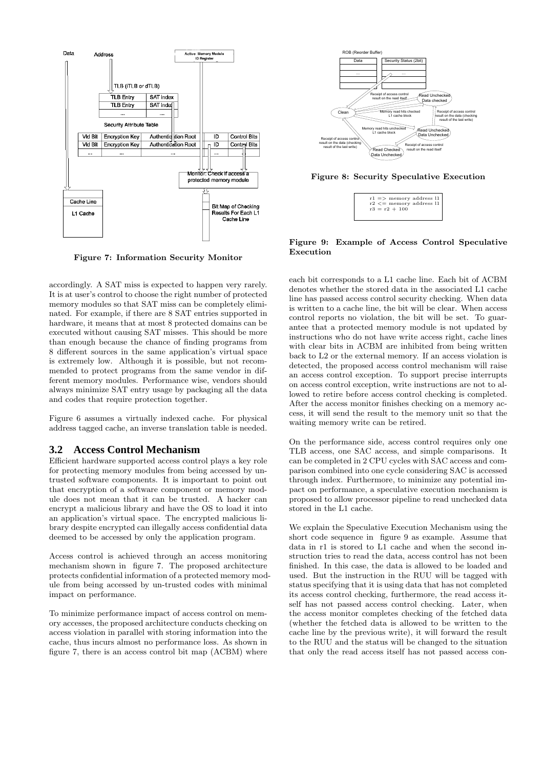Figure 7: Information Security Monitor

Figure 8: Security Speculative Execution

```
r1 => memory address l1
r2 <= memory address l1
r3 = r2 + 100
```

Figure 9: Example of Access Control Speculative Execution

accordingly. A SAT miss is expected to happen very rarely. It is at user's control to choose the right number of protected memory modules so that SAT miss can be completely eliminated. For example, if there are 8 SAT entries supported in hardware, it means that at most 8 protected domains can be executed without causing SAT misses. This should be more than enough because the chance of finding programs from 8 different sources in the same application's virtual space is extremely low. Although it is possible, but not recommended to protect programs from the same vendor in different memory modules. Performance wise, vendors should always minimize SAT entry usage by packaging all the data and codes that require protection together.

Figure 6 assumes a virtually indexed cache. For physical address tagged cache, an inverse translation table is needed.

## 3.2 Access Control Mechanism

Efficient hardware supported access control plays a key role for protecting memory modules from being accessed by untrusted software components. It is important to point out that encryption of a software component or memory module does not mean that it can be trusted. A hacker can encrypt a malicious library and have the OS to load it into an application's virtual space. The encrypted malicious library despite encrypted can illegally access confidential data deemed to be accessed by only the application program.

Access control is achieved through an access monitoring mechanism shown in figure 7. The proposed architecture protects confidential information of a protected memory module from being accessed by un-trusted codes with minimal impact on performance.

To minimize performance impact of access control on memory accesses, the proposed architecture conducts checking on access violation in parallel with storing information into the cache, thus incurs almost no performance loss. As shown in figure 7, there is an access control bit map (ACBM) where each bit corresponds to a L1 cache line. Each bit of ACBM denotes whether the stored data in the associated L1 cache line has passed access control security checking. When data is written to a cache line, the bit will be clear. When access control reports no violation, the bit will be set. To guarantee that a protected memory module is not updated by instructions who do not have write access right, cache lines with clear bits in ACBM are inhibited from being written back to L2 or the external memory. If an access violation is detected, the proposed access control mechanism will raise an access control exception. To support precise interrupts on access control exception, write instructions are not to allowed to retire before access control checking is completed. After the access monitor finishes checking on a memory access, it will send the result to the memory unit so that the waiting memory write can be retired.

On the performance side, access control requires only one TLB access, one SAC access, and simple comparisons. It can be completed in 2 CPU cycles with SAC access and comparison combined into one cycle considering SAC is accessed through index. Furthermore, to minimize any potential impact on performance, a speculative execution mechanism is proposed to allow processor pipeline to read unchecked data stored in the L1 cache.

We explain the Speculative Execution Mechanism using the short code sequence in figure 9 as example. Assume that data in r1 is stored to L1 cache and when the second instruction tries to read the data, access control has not been finished. In this case, the data is allowed to be loaded and used. But the instruction in the RUU will be tagged with status specifying that it is using data that has not completed its access control checking, furthermore, the read access itself has not passed access control checking. Later, when the access monitor completes checking of the fetched data (whether the fetched data is allowed to be written to the cache line by the previous write), it will forward the result to the RUU and the status will be changed to the situation that only the read access itself has not passed access con-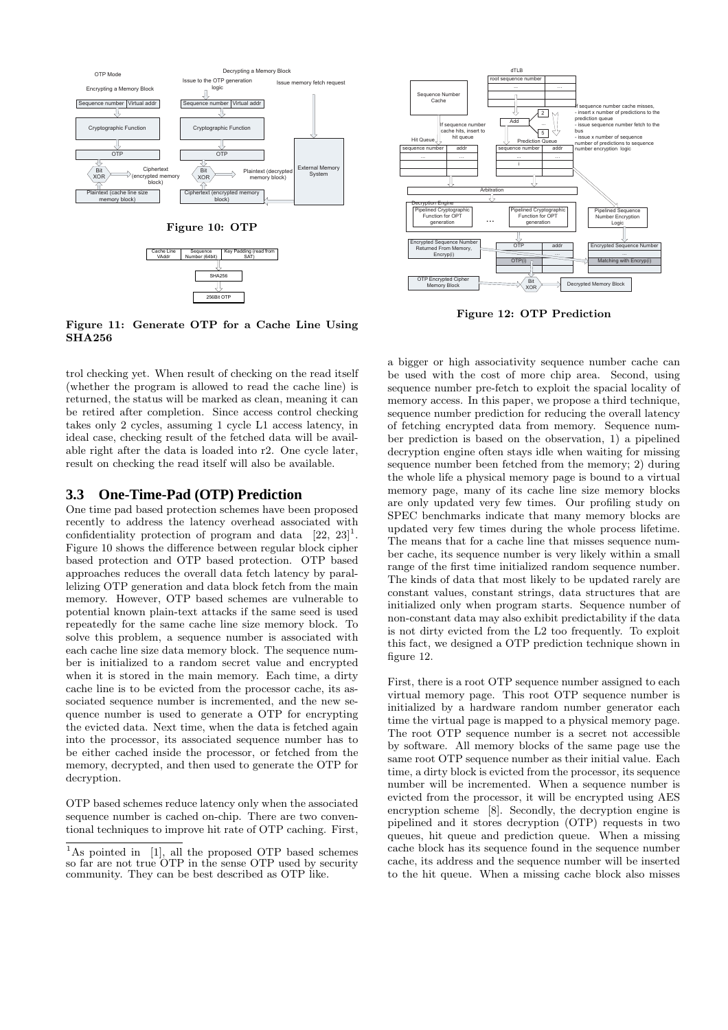Figure 10: OTP

Figure 11: Generate OTP for a Cache Line Using SHA256

Figure 12: OTP Prediction

trol checking yet. When result of checking on the read itself (whether the program is allowed to read the cache line) is returned, the status will be marked as clean, meaning it can be retired after completion. Since access control checking takes only 2 cycles, assuming 1 cycle L1 access latency, in ideal case, checking result of the fetched data will be available right after the data is loaded into r2. One cycle later, result on checking the read itself will also be available.

## 3.3 One-Time-Pad (OTP) Prediction

One time pad based protection schemes have been proposed recently to address the latency overhead associated with confidentiality protection of program and data [22, 23][1]. Figure 10 shows the difference between regular block cipher based protection and OTP based protection. OTP based approaches reduces the overall data fetch latency by parallelizing OTP generation and data block fetch from the main memory. However, OTP based schemes are vulnerable to potential known plain-text attacks if the same seed is used repeatedly for the same cache line size memory block. To solve this problem, a sequence number is associated with each cache line size data memory block. The sequence number is initialized to a random secret value and encrypted when it is stored in the main memory. Each time, a dirty cache line is to be evicted from the processor cache, its associated sequence number is incremented, and the new sequence number is used to generate a OTP for encrypting the evicted data. Next time, when the data is fetched again into the processor, its associated sequence number has to be either cached inside the processor, or fetched from the memory, decrypted, and then used to generate the OTP for decryption.

OTP based schemes reduce latency only when the associated sequence number is cached on-chip. There are two conventional techniques to improve hit rate of OTP caching. First, a bigger or high associativity sequence number cache can be used with the cost of more chip area. Second, using sequence number pre-fetch to exploit the spacial locality of memory access. In this paper, we propose a third technique, sequence number prediction for reducing the overall latency of fetching encrypted data from memory. Sequence number prediction is based on the observation, 1) a pipelined decryption engine often stays idle when waiting for missing sequence number been fetched from the memory; 2) during the whole life a physical memory page is bound to a virtual memory page, many of its cache line size memory blocks are only updated very few times. Our profiling study on SPEC benchmarks indicate that many memory blocks are updated very few times during the whole process lifetime. The means that for a cache line that misses sequence number cache, its sequence number is very likely within a small range of the first time initialized random sequence number. The kinds of data that most likely to be updated rarely are constant values, constant strings, data structures that are initialized only when program starts. Sequence number of non-constant data may also exhibit predictability if the data is not dirty evicted from the L2 too frequently. To exploit this fact, we designed a OTP prediction technique shown in figure 12.

First, there is a root OTP sequence number assigned to each virtual memory page. This root OTP sequence number is initialized by a hardware random number generator each time the virtual page is mapped to a physical memory page. The root OTP sequence number is a secret not accessible by software. All memory blocks of the same page use the same root OTP sequence number as their initial value. Each time, a dirty block is evicted from the processor, its sequence number will be incremented. When a sequence number is evicted from the processor, it will be encrypted using AES encryption scheme [8]. Secondly, the decryption engine is pipelined and it stores decryption (OTP) requests in two queues, hit queue and prediction queue. When a missing cache block has its sequence found in the sequence number cache, its address and the sequence number will be inserted to the hit queue. When a missing cache block also misses

[1] As pointed in [1], all the proposed OTP based schemes so far are not true OTP in the sense OTP used by security community. They can be best described as OTP like.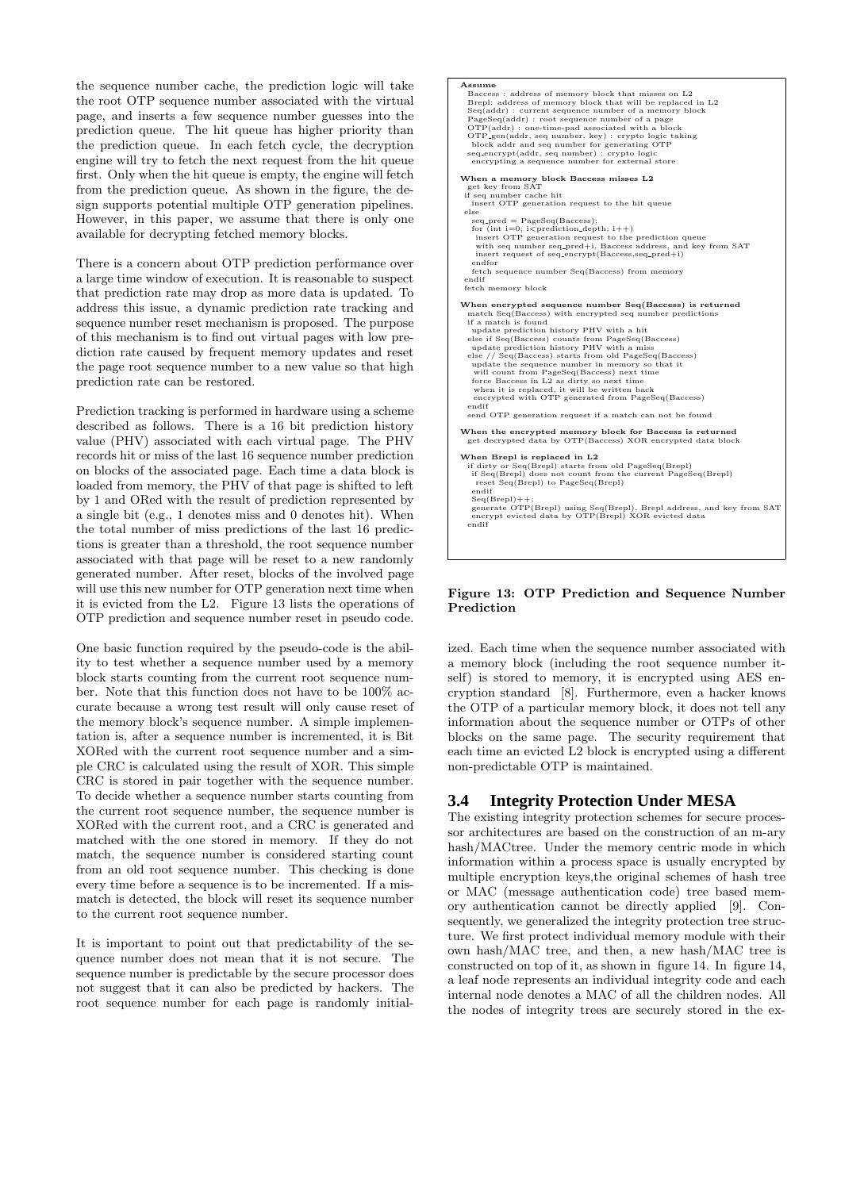the sequence number cache, the prediction logic will take the root OTP sequence number associated with the virtual page, and inserts a few sequence number guesses into the prediction queue. The hit queue has higher priority than the prediction queue. In each fetch cycle, the decryption engine will try to fetch the next request from the hit queue first. Only when the hit queue is empty, the engine will fetch from the prediction queue. As shown in the figure, the design supports potential multiple OTP generation pipelines. However, in this paper, we assume that there is only one available for decrypting fetched memory blocks.

There is a concern about OTP prediction performance over a large time window of execution. It is reasonable to suspect that prediction rate may drop as more data is updated. To address this issue, a dynamic prediction rate tracking and sequence number reset mechanism is proposed. The purpose of this mechanism is to find out virtual pages with low prediction rate caused by frequent memory updates and reset the page root sequence number to a new value so that high prediction rate can be restored.

Prediction tracking is performed in hardware using a scheme described as follows. There is a 16 bit prediction history value (PHV) associated with each virtual page. The PHV records hit or miss of the last 16 sequence number prediction on blocks of the associated page. Each time a data block is loaded from memory, the PHV of that page is shifted to left by 1 and ORed with the result of prediction represented by a single bit (e.g., 1 denotes miss and 0 denotes hit). When the total number of miss predictions of the last 16 predictions is greater than a threshold, the root sequence number associated with that page will be reset to a new randomly generated number. After reset, blocks of the involved page will use this new number for OTP generation next time when it is evicted from the L2. Figure 13 lists the operations of OTP prediction and sequence number reset in pseudo code.

One basic function required by the pseudo-code is the ability to test whether a sequence number used by a memory block starts counting from the current root sequence number. Note that this function does not have to be 100% accurate because a wrong test result will only cause reset of the memory block's sequence number. A simple implementation is, after a sequence number is incremented, it is Bit XORed with the current root sequence number and a simple CRC is calculated using the result of XOR. This simple CRC is stored in pair together with the sequence number. To decide whether a sequence number starts counting from the current root sequence number, the sequence number is XORed with the current root, and a CRC is generated and matched with the one stored in memory. If they do not match, the sequence number is considered starting count from an old root sequence number. This checking is done every time before a sequence is to be incremented. If a mismatch is detected, the block will reset its sequence number to the current root sequence number.

It is important to point out that predictability of the sequence number does not mean that it is not secure. The sequence number is predictable by the secure processor does not suggest that it can also be predicted by hackers. The root sequence number for each page is randomly initialized. Each time when the sequence number associated with a memory block (including the root sequence number itself) is stored to memory, it is encrypted using AES encryption standard [8]. Furthermore, even a hacker knows the OTP of a particular memory block, it does not tell any information about the sequence number or OTPs of other blocks on the same page. The security requirement that each time an evicted L2 block is encrypted using a different non-predictable OTP is maintained.

```
Assume
  Baccess : address of memory block that misses on L2
  Brepl: address of memory block that will be replaced in L2
  Seq(addr) : current sequence number of a memory block
  PageSeq(addr) : root sequence number of a page
  OTP(addr) : one-time-pad associated with a block
  OTP_gen(addr, seq number, key) : crypto logic taking
   block addr and seq number for generating OTP
  seq_encrypt(addr, seq number) : crypto logic
   encrypting a sequence number for external store

When a memory block Baccess misses L2
 get key from SAT
 if seq number cache hit
   insert OTP generation request to the hit queue
 else
   seq_pred = PageSeq(Baccess);
   for (int i=0; i<prediction_depth; i++)
    insert OTP generation request to the prediction queue
    with seq number seq_pred+i, Baccess address, and key from SAT
    insert request of seq_encrypt(Baccess,seq_pred+i)
   endfor
   fetch sequence number Seq(Baccess) from memory
 endif
 fetch memory block

When encrypted sequence number Seq(Baccess) is returned
  match Seq(Baccess) with encrypted seq number predictions
  if a match is found
   update prediction history PHV with a hit
  else if Seq(Baccess) counts from PageSeq(Baccess)
   update prediction history PHV with a miss
  else // Seq(Baccess) starts from old PageSeq(Baccess)
   update the sequence number in memory so that it
    will count from PageSeq(Baccess) next time
   force Baccess in L2 as dirty so next time
    when it is replaced, it will be written back
   encrypted with OTP generated from PageSeq(Baccess)
  endif
  send OTP generation request if a match can not be found

When the encrypted memory block for Baccess is returned
  get decrypted data by OTP(Baccess) XOR encrypted data block

When Brepl is replaced in L2
  if dirty or Seq(Brepl) starts from old PageSeq(Brepl)
   if Seq(Brepl) does not count from the current PageSeq(Brepl)
    reset Seq(Brepl) to PageSeq(Brepl)
   endif
   Seq(Brepl)++;
   generate OTP(Brepl) using Seq(Brepl), Brepl address, and key from SAT
   encrypt evicted data by OTP(Brepl) XOR evicted data
  endif
```

**Figure 13: OTP Prediction and Sequence Number Prediction**

## 3.4 Integrity Protection Under MESA

The existing integrity protection schemes for secure processor architectures are based on the construction of an m-ary hash/MACtree. Under the memory centric mode in which information within a process space is usually encrypted by multiple encryption keys,the original schemes of hash tree or MAC (message authentication code) tree based memory authentication cannot be directly applied [9]. Consequently, we generalized the integrity protection tree structure. We first protect individual memory module with their own hash/MAC tree, and then, a new hash/MAC tree is constructed on top of it, as shown in figure 14. In figure 14, a leaf node represents an individual integrity code and each internal node denotes a MAC of all the children nodes. All the nodes of integrity trees are securely stored in the ex-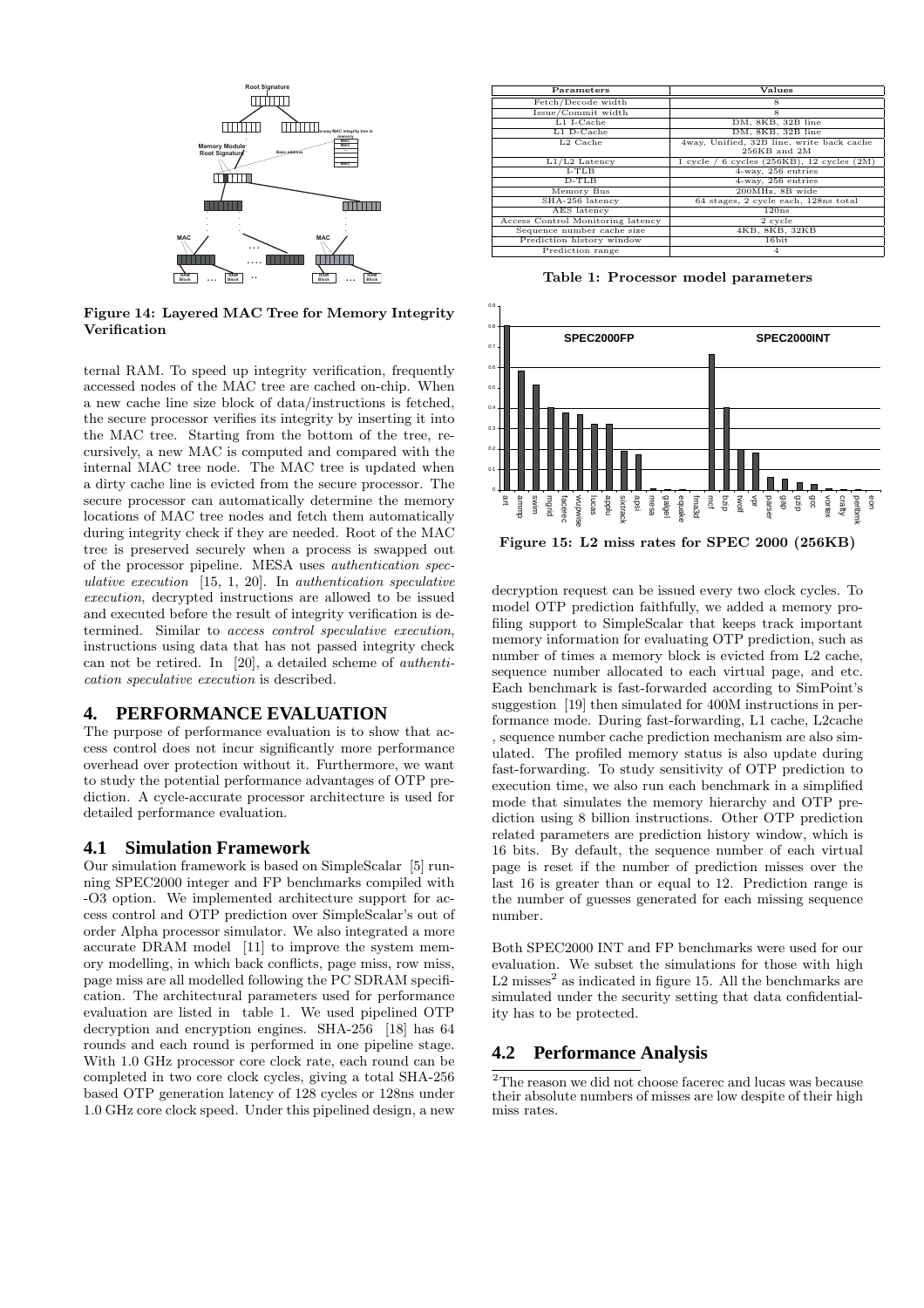Figure 14: Layered MAC Tree for Memory Integrity Verification

ternal RAM. To speed up integrity verification, frequently accessed nodes of the MAC tree are cached on-chip. When a new cache line size block of data/instructions is fetched, the secure processor verifies its integrity by inserting it into the MAC tree. Starting from the bottom of the tree, recursively, a new MAC is computed and compared with the internal MAC tree node. The MAC tree is updated when a dirty cache line is evicted from the secure processor. The secure processor can automatically determine the memory locations of MAC tree nodes and fetch them automatically during integrity check if they are needed. Root of the MAC tree is preserved securely when a process is swapped out of the processor pipeline. MESA uses *authentication speculative execution* [15, 1, 20]. In *authentication speculative execution*, decrypted instructions are allowed to be issued and executed before the result of integrity verification is determined. Similar to *access control speculative execution*, instructions using data that has not passed integrity check can not be retired. In [20], a detailed scheme of *authentication speculative execution* is described.

## 4. PERFORMANCE EVALUATION

The purpose of performance evaluation is to show that access control does not incur significantly more performance overhead over protection without it. Furthermore, we want to study the potential performance advantages of OTP prediction. A cycle-accurate processor architecture is used for detailed performance evaluation.

### 4.1 Simulation Framework

Our simulation framework is based on SimpleScalar [5] running SPEC2000 integer and FP benchmarks compiled with -O3 option. We implemented architecture support for access control and OTP prediction over SimpleScalar's out of order Alpha processor simulator. We also integrated a more accurate DRAM model [11] to improve the system memory modelling, in which back conflicts, page miss, row miss, page miss are all modelled following the PC SDRAM specification. The architectural parameters used for performance evaluation are listed in table 1. We used pipelined OTP decryption and encryption engines. SHA-256 [18] has 64 rounds and each round is performed in one pipeline stage. With 1.0 GHz processor core clock rate, each round can be completed in two core clock cycles, giving a total SHA-256 based OTP generation latency of 128 cycles or 128ns under 1.0 GHz core clock speed. Under this pipelined design, a new decryption request can be issued every two clock cycles. To model OTP prediction faithfully, we added a memory profiling support to SimpleScalar that keeps track important memory information for evaluating OTP prediction, such as number of times a memory block is evicted from L2 cache, sequence number allocated to each virtual page, and etc. Each benchmark is fast-forwarded according to SimPoint's suggestion [19] then simulated for 400M instructions in performance mode. During fast-forwarding, L1 cache, L2cache , sequence number cache prediction mechanism are also simulated. The profiled memory status is also update during fast-forwarding. To study sensitivity of OTP prediction to execution time, we also run each benchmark in a simplified mode that simulates the memory hierarchy and OTP prediction using 8 billion instructions. Other OTP prediction related parameters are prediction history window, which is 16 bits. By default, the sequence number of each virtual page is reset if the number of prediction misses over the last 16 is greater than or equal to 12. Prediction range is the number of guesses generated for each missing sequence number.

| Parameters | Values |
|---|---|
| Fetch/Decode width | 8 |
| Issue/Commit width | 8 |
| L1 I-Cache | DM, 8KB, 32B line |
| L1 D-Cache | DM, 8KB, 32B line |
| L2 Cache | 4way, Unified, 32B line, write back cache 256KB and 2M |
| L1/L2 Latency | 1 cycle / 6 cycles (256KB), 12 cycles (2M) |
| I-TLB | 4-way, 256 entries |
| D-TLB | 4-way, 256 entries |
| Memory Bus | 200MHz, 8B wide |
| SHA-256 latency | 64 stages, 2 cycle each, 128ns total |
| AES latency | 120ns |
| Access Control Monitoring latency | 2 cycle |
| Sequence number cache size | 4KB, 8KB, 32KB |
| Prediction history window | 16bit |
| Prediction range | 4 |

Table 1: Processor model parameters

Figure 15: L2 miss rates for SPEC 2000 (256KB)

Both SPEC2000 INT and FP benchmarks were used for our evaluation. We subset the simulations for those with high L2 misses[2] as indicated in figure 15. All the benchmarks are simulated under the security setting that data confidentiality has to be protected.

### 4.2 Performance Analysis

[2]The reason we did not choose facerec and lucas was because their absolute numbers of misses are low despite of their high miss rates.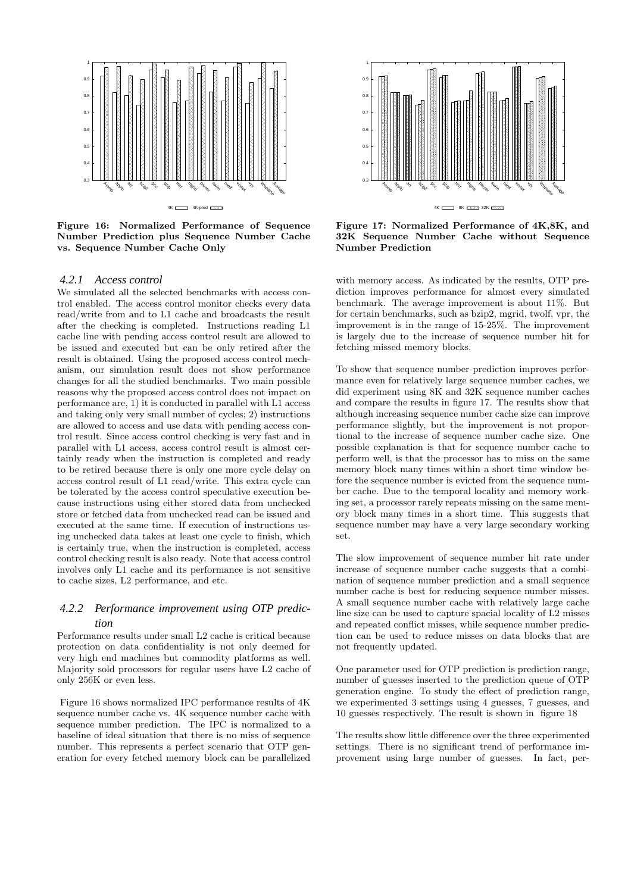Figure 16: Normalized Performance of Sequence Number Prediction plus Sequence Number Cache vs. Sequence Number Cache Only

Figure 17: Normalized Performance of 4K,8K, and 32K Sequence Number Cache without Sequence Number Prediction

### 4.2.1 Access control

We simulated all the selected benchmarks with access control enabled. The access control monitor checks every data read/write from and to L1 cache and broadcasts the result after the checking is completed. Instructions reading L1 cache line with pending access control result are allowed to be issued and executed but can be only retired after the result is obtained. Using the proposed access control mechanism, our simulation result does not show performance changes for all the studied benchmarks. Two main possible reasons why the proposed access control does not impact on performance are, 1) it is conducted in parallel with L1 access and taking only very small number of cycles; 2) instructions are allowed to access and use data with pending access control result. Since access control checking is very fast and in parallel with L1 access, access control result is almost certainly ready when the instruction is completed and ready to be retired because there is only one more cycle delay on access control result of L1 read/write. This extra cycle can be tolerated by the access control speculative execution because instructions using either stored data from unchecked store or fetched data from unchecked read can be issued and executed at the same time. If execution of instructions using unchecked data takes at least one cycle to finish, which is certainly true, when the instruction is completed, access control checking result is also ready. Note that access control involves only L1 cache and its performance is not sensitive to cache sizes, L2 performance, and etc.

### 4.2.2 Performance improvement using OTP prediction

Performance results under small L2 cache is critical because protection on data confidentiality is not only deemed for very high end machines but commodity platforms as well. Majority sold processors for regular users have L2 cache of only 256K or even less.

Figure 16 shows normalized IPC performance results of 4K sequence number cache vs. 4K sequence number cache with sequence number prediction. The IPC is normalized to a baseline of ideal situation that there is no miss of sequence number. This represents a perfect scenario that OTP generation for every fetched memory block can be parallelized with memory access. As indicated by the results, OTP prediction improves performance for almost every simulated benchmark. The average improvement is about 11%. But for certain benchmarks, such as bzip2, mgrid, twolf, vpr, the improvement is in the range of 15-25%. The improvement is largely due to the increase of sequence number hit for fetching missed memory blocks.

To show that sequence number prediction improves performance even for relatively large sequence number caches, we did experiment using 8K and 32K sequence number caches and compare the results in figure 17. The results show that although increasing sequence number cache size can improve performance slightly, but the improvement is not proportional to the increase of sequence number cache size. One possible explanation is that for sequence number cache to perform well, is that the processor has to miss on the same memory block many times within a short time window before the sequence number is evicted from the sequence number cache. Due to the temporal locality and memory working set, a processor rarely repeats missing on the same memory block many times in a short time. This suggests that sequence number may have a very large secondary working set.

The slow improvement of sequence number hit rate under increase of sequence number cache suggests that a combination of sequence number prediction and a small sequence number cache is best for reducing sequence number misses. A small sequence number cache with relatively large cache line size can be used to capture spacial locality of L2 misses and repeated conflict misses, while sequence number prediction can be used to reduce misses on data blocks that are not frequently updated.

One parameter used for OTP prediction is prediction range, number of guesses inserted to the prediction queue of OTP generation engine. To study the effect of prediction range, we experimented 3 settings using 4 guesses, 7 guesses, and 10 guesses respectively. The result is shown in figure 18

The results show little difference over the three experimented settings. There is no significant trend of performance improvement using large number of guesses. In fact, per-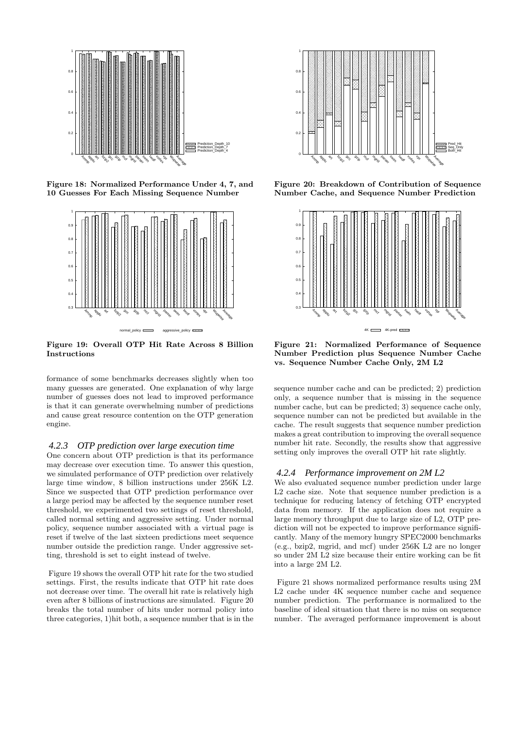Figure 18: Normalized Performance Under 4, 7, and 10 Guesses For Each Missing Sequence Number

Figure 19: Overall OTP Hit Rate Across 8 Billion Instructions

Figure 20: Breakdown of Contribution of Sequence Number Cache, and Sequence Number Prediction

Figure 21: Normalized Performance of Sequence Number Prediction plus Sequence Number Cache vs. Sequence Number Cache Only, 2M L2

formance of some benchmarks decreases slightly when too many guesses are generated. One explanation of why large number of guesses does not lead to improved performance is that it can generate overwhelming number of predictions and cause great resource contention on the OTP generation engine.

### 4.2.3 OTP prediction over large execution time

One concern about OTP prediction is that its performance may decrease over execution time. To answer this question, we simulated performance of OTP prediction over relatively large time window, 8 billion instructions under 256K L2. Since we suspected that OTP prediction performance over a large period may be affected by the sequence number reset threshold, we experimented two settings of reset threshold, called normal setting and aggressive setting. Under normal policy, sequence number associated with a virtual page is reset if twelve of the last sixteen predictions meet sequence number outside the prediction range. Under aggressive setting, threshold is set to eight instead of twelve.

Figure 19 shows the overall OTP hit rate for the two studied settings. First, the results indicate that OTP hit rate does not decrease over time. The overall hit rate is relatively high even after 8 billions of instructions are simulated. Figure 20 breaks the total number of hits under normal policy into three categories, 1)hit both, a sequence number that is in the sequence number cache and can be predicted; 2) prediction only, a sequence number that is missing in the sequence number cache, but can be predicted; 3) sequence cache only, sequence number can not be predicted but available in the cache. The result suggests that sequence number prediction makes a great contribution to improving the overall sequence number hit rate. Secondly, the results show that aggressive setting only improves the overall OTP hit rate slightly.

### 4.2.4 Performance improvement on 2M L2

We also evaluated sequence number prediction under large L2 cache size. Note that sequence number prediction is a technique for reducing latency of fetching OTP encrypted data from memory. If the application does not require a large memory throughput due to large size of L2, OTP prediction will not be expected to improve performance significantly. Many of the memory hungry SPEC2000 benchmarks (e.g., bzip2, mgrid, and mcf) under 256K L2 are no longer so under 2M L2 size because their entire working can be fit into a large 2M L2.

Figure 21 shows normalized performance results using 2M L2 cache under 4K sequence number cache and sequence number prediction. The performance is normalized to the baseline of ideal situation that there is no miss on sequence number. The averaged performance improvement is about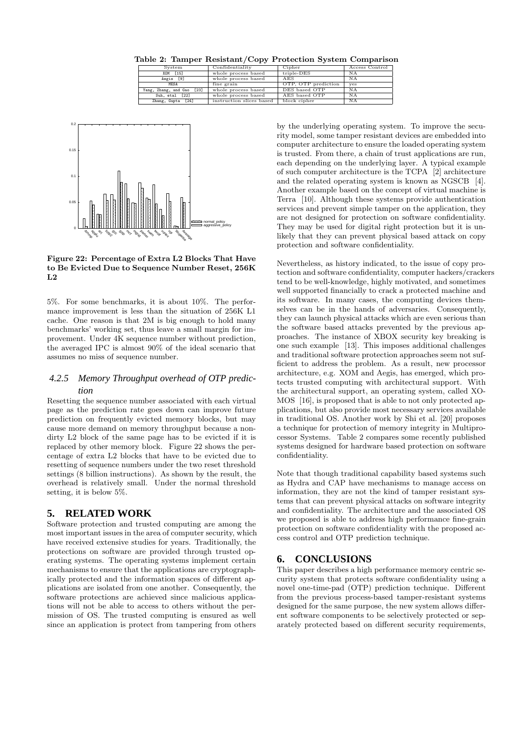**Table 2: Tamper Resistant/Copy Protection System Comparison**

| System | Confidentiality | Cipher | Access Control |
|---|---|---|---|
| XOM [15] | whole process based | triple-DES | NA |
| Aegis [9] | whole process based | AES | NA |
| MESA | fine grain | OTP, OTP prediction | yes |
| Yang, Zhang, and Gao [23] | whole process based | DES based OTP | NA |
| Suh, etal [22] | whole process based | AES based OTP | NA |
| Zhang, Gupta [24] | instruction slices based | block cipher | NA |

**Figure 22: Percentage of Extra L2 Blocks That Have to Be Evicted Due to Sequence Number Reset, 256K L2**

5%. For some benchmarks, it is about 10%. The performance improvement is less than the situation of 256K L1 cache. One reason is that 2M is big enough to hold many benchmarks' working set, thus leave a small margin for improvement. Under 4K sequence number without prediction, the averaged IPC is almost 90% of the ideal scenario that assumes no miss of sequence number.

### 4.2.5 Memory Throughput overhead of OTP prediction

Resetting the sequence number associated with each virtual page as the prediction rate goes down can improve future prediction on frequently evicted memory blocks, but may cause more demand on memory throughput because a non-dirty L2 block of the same page has to be evicted if it is replaced by other memory block. Figure 22 shows the percentage of extra L2 blocks that have to be evicted due to resetting of sequence numbers under the two reset threshold settings (8 billion instructions). As shown by the result, the overhead is relatively small. Under the normal threshold setting, it is below 5%.

## 5. RELATED WORK

Software protection and trusted computing are among the most important issues in the area of computer security, which have received extensive studies for years. Traditionally, the protections on software are provided through trusted operating systems. The operating systems implement certain mechanisms to ensure that the applications are cryptographically protected and the information spaces of different applications are isolated from one another. Consequently, the software protections are achieved since malicious applications will not be able to access to others without the permission of OS. The trusted computing is ensured as well since an application is protect from tampering from others by the underlying operating system. To improve the security model, some tamper resistant devices are embedded into computer architecture to ensure the loaded operating system is trusted. From there, a chain of trust applications are run, each depending on the underlying layer. A typical example of such computer architecture is the TCPA [2] architecture and the related operating system is known as NGSCB [4]. Another example based on the concept of virtual machine is Terra [10]. Although these systems provide authentication services and prevent simple tamper on the application, they are not designed for protection on software confidentiality. They may be used for digital right protection but it is unlikely that they can prevent physical based attack on copy protection and software confidentiality.

Nevertheless, as history indicated, to the issue of copy protection and software confidentiality, computer hackers/crackers tend to be well-knowledge, highly motivated, and sometimes well supported financially to crack a protected machine and its software. In many cases, the computing devices themselves can be in the hands of adversaries. Consequently, they can launch physical attacks which are even serious than the software based attacks prevented by the previous approaches. The instance of XBOX security key breaking is one such example [13]. This imposes additional challenges and traditional software protection approaches seem not sufficient to address the problem. As a result, new processor architecture, e.g. XOM and Aegis, has emerged, which protects trusted computing with architectural support. With the architectural support, an operating system, called XOMOS [16], is proposed that is able to not only protected applications, but also provide most necessary services available in traditional OS. Another work by Shi et al. [20] proposes a technique for protection of memory integrity in Multiprocessor Systems. Table 2 compares some recently published systems designed for hardware based protection on software confidentiality.

Note that though traditional capability based systems such as Hydra and CAP have mechanisms to manage access on information, they are not the kind of tamper resistant systems that can prevent physical attacks on software integrity and confidentiality. The architecture and the associated OS we proposed is able to address high performance fine-grain protection on software confidentiality with the proposed access control and OTP prediction technique.

## 6. CONCLUSIONS

This paper describes a high performance memory centric security system that protects software confidentiality using a novel one-time-pad (OTP) prediction technique. Different from the previous process-based tamper-resistant systems designed for the same purpose, the new system allows different software components to be selectively protected or separately protected based on different security requirements,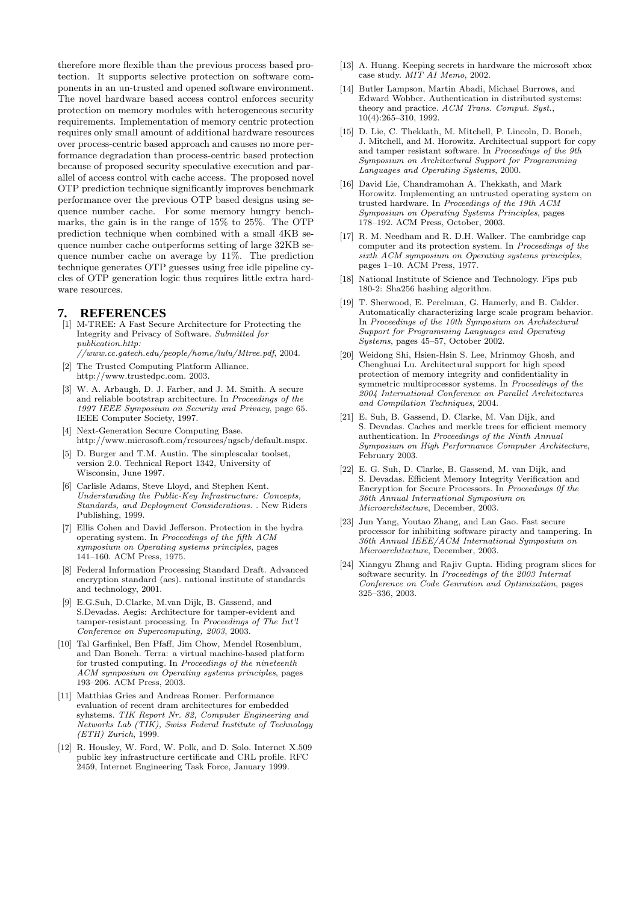therefore more flexible than the previous process based protection. It supports selective protection on software components in an un-trusted and opened software environment. The novel hardware based access control enforces security protection on memory modules with heterogeneous security requirements. Implementation of memory centric protection requires only small amount of additional hardware resources over process-centric based approach and causes no more performance degradation than process-centric based protection because of proposed security speculative execution and parallel of access control with cache access. The proposed novel OTP prediction technique significantly improves benchmark performance over the previous OTP based designs using sequence number cache. For some memory hungry benchmarks, the gain is in the range of 15% to 25%. The OTP prediction technique when combined with a small 4KB sequence number cache outperforms setting of large 32KB sequence number cache on average by 11%. The prediction technique generates OTP guesses using free idle pipeline cycles of OTP generation logic thus requires little extra hardware resources.

# 7. REFERENCES

[1] M-TREE: A Fast Secure Architecture for Protecting the Integrity and Privacy of Software. *Submitted for publication.http: //www.cc.gatech.edu/people/home/lulu/Mtree.pdf*, 2004.

[2] The Trusted Computing Platform Alliance. http://www.trustedpc.com. 2003.

[3] W. A. Arbaugh, D. J. Farber, and J. M. Smith. A secure and reliable bootstrap architecture. In *Proceedings of the 1997 IEEE Symposium on Security and Privacy*, page 65. IEEE Computer Society, 1997.

[4] Next-Generation Secure Computing Base. http://www.microsoft.com/resources/ngscb/default.mspx.

[5] D. Burger and T.M. Austin. The simplescalar toolset, version 2.0. Technical Report 1342, University of Wisconsin, June 1997.

[6] Carlisle Adams, Steve Lloyd, and Stephen Kent. *Understanding the Public-Key Infrastructure: Concepts, Standards, and Deployment Considerations.* . New Riders Publishing, 1999.

[7] Ellis Cohen and David Jefferson. Protection in the hydra operating system. In *Proceedings of the fifth ACM symposium on Operating systems principles*, pages 141–160. ACM Press, 1975.

[8] Federal Information Processing Standard Draft. Advanced encryption standard (aes). national institute of standards and technology, 2001.

[9] E.G.Suh, D.Clarke, M.van Dijk, B. Gassend, and S.Devadas. Aegis: Architecture for tamper-evident and tamper-resistant processing. In *Proceedings of The Int'l Conference on Supercomputing, 2003*, 2003.

[10] Tal Garfinkel, Ben Pfaff, Jim Chow, Mendel Rosenblum, and Dan Boneh. Terra: a virtual machine-based platform for trusted computing. In *Proceedings of the nineteenth ACM symposium on Operating systems principles*, pages 193–206. ACM Press, 2003.

[11] Matthias Gries and Andreas Romer. Performance evaluation of recent dram architectures for embedded syhstems. *TIK Report Nr. 82, Computer Engineering and Networks Lab (TIK), Swiss Federal Institute of Technology (ETH) Zurich*, 1999.

[12] R. Housley, W. Ford, W. Polk, and D. Solo. Internet X.509 public key infrastructure certificate and CRL profile. RFC 2459, Internet Engineering Task Force, January 1999.

[13] A. Huang. Keeping secrets in hardware the microsoft xbox case study. *MIT AI Memo*, 2002.

[14] Butler Lampson, Martin Abadi, Michael Burrows, and Edward Wobber. Authentication in distributed systems: theory and practice. *ACM Trans. Comput. Syst.*, 10(4):265–310, 1992.

[15] D. Lie, C. Thekkath, M. Mitchell, P. Lincoln, D. Boneh, J. Mitchell, and M. Horowitz. Architectual support for copy and tamper resistant software. In *Proceedings of the 9th Symposium on Architectural Support for Programming Languages and Operating Systems*, 2000.

[16] David Lie, Chandramohan A. Thekkath, and Mark Horowitz. Implementing an untrusted operating system on trusted hardware. In *Proceedings of the 19th ACM Symposium on Operating Systems Principles*, pages 178–192. ACM Press, October, 2003.

[17] R. M. Needham and R. D.H. Walker. The cambridge cap computer and its protection system. In *Proceedings of the sixth ACM symposium on Operating systems principles*, pages 1–10. ACM Press, 1977.

[18] National Institute of Science and Technology. Fips pub 180-2: Sha256 hashing algorithm.

[19] T. Sherwood, E. Perelman, G. Hamerly, and B. Calder. Automatically characterizing large scale program behavior. In *Proceedings of the 10th Symposium on Architectural Support for Programming Languages and Operating Systems*, pages 45–57, October 2002.

[20] Weidong Shi, Hsien-Hsin S. Lee, Mrinmoy Ghosh, and Chenghuai Lu. Architectural support for high speed protection of memory integrity and confidentiality in symmetric multiprocessor systems. In *Proceedings of the 2004 International Conference on Parallel Architectures and Compilation Techniques*, 2004.

[21] E. Suh, B. Gassend, D. Clarke, M. Van Dijk, and S. Devadas. Caches and merkle trees for efficient memory authentication. In *Proceedings of the Ninth Annual Symposium on High Performance Computer Architecture*, February 2003.

[22] E. G. Suh, D. Clarke, B. Gassend, M. van Dijk, and S. Devadas. Efficient Memory Integrity Verification and Encryption for Secure Processors. In *Proceedings 0f the 36th Annual International Symposium on Microarchitecture*, December, 2003.

[23] Jun Yang, Youtao Zhang, and Lan Gao. Fast secure processor for inhibiting software piracty and tampering. In *36th Annual IEEE/ACM International Symposium on Microarchitecture*, December, 2003.

[24] Xiangyu Zhang and Rajiv Gupta. Hiding program slices for software security. In *Proceedings of the 2003 Internal Conference on Code Genration and Optimization*, pages 325–336, 2003.